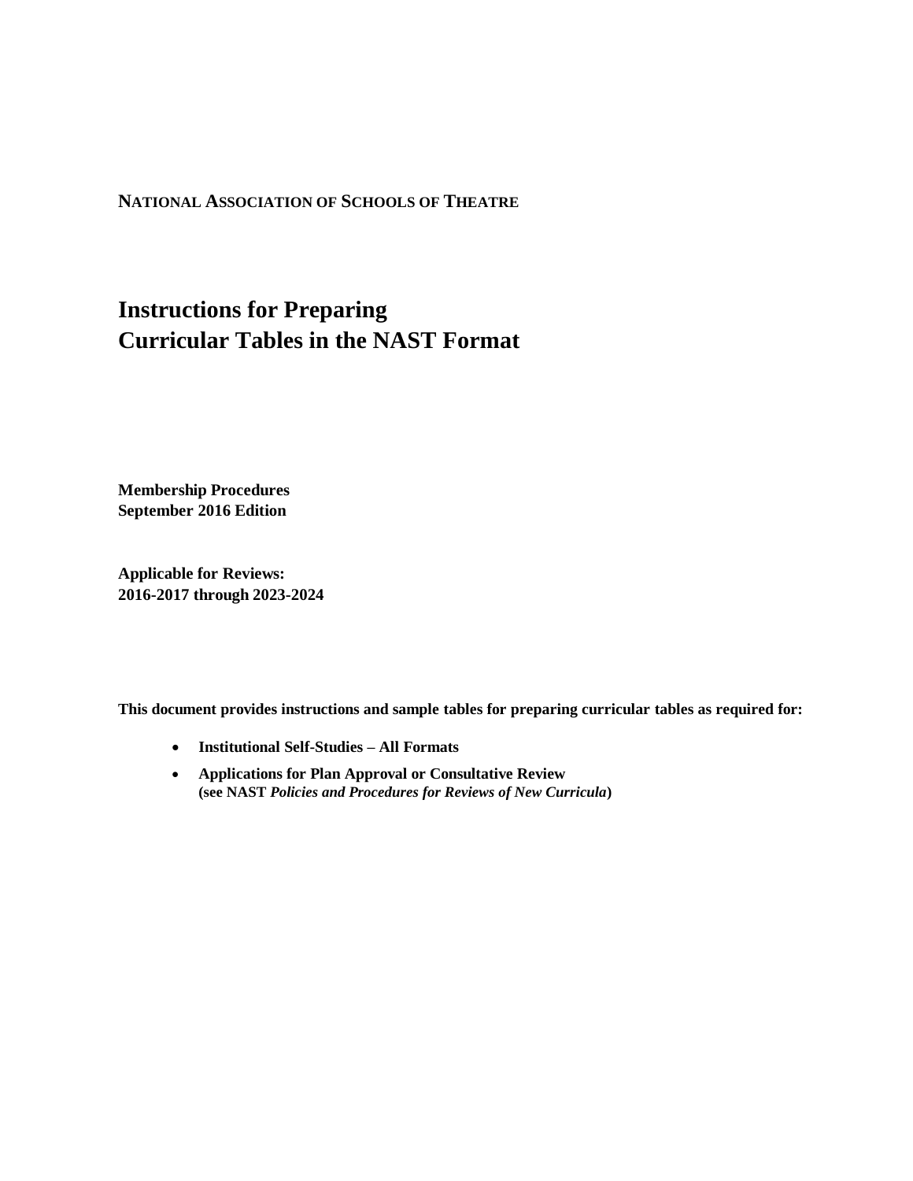**NATIONAL ASSOCIATION OF SCHOOLS OF THEATRE**

# Instructions for Preparing Curricular Tables in the NAST Format

**Membership Procedures**
**September 2016 Edition**

**Applicable for Reviews:**
**2016-2017 through 2023-2024**

**This document provides instructions and sample tables for preparing curricular tables as required for:**

- **Institutional Self-Studies – All Formats**
- **Applications for Plan Approval or Consultative Review (see NAST *Policies and Procedures for Reviews of New Curricula*)**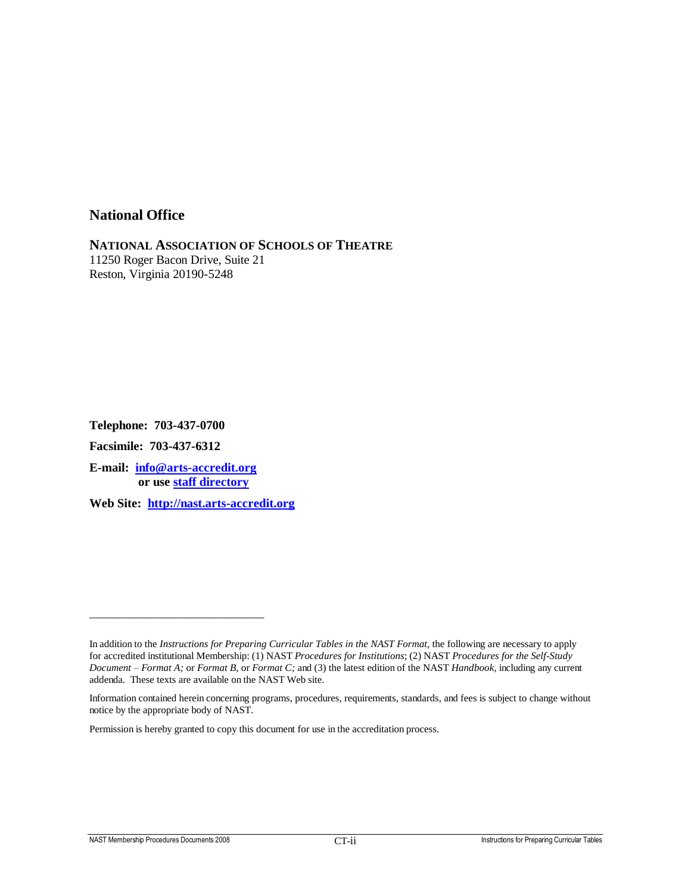## National Office

**NATIONAL ASSOCIATION OF SCHOOLS OF THEATRE**
11250 Roger Bacon Drive, Suite 21
Reston, Virginia 20190-5248

**Telephone: 703-437-0700**

**Facsimile: 703-437-6312**

**E-mail: info@arts-accredit.org**
**or use staff directory**

**Web Site: http://nast.arts-accredit.org**

---

In addition to the *Instructions for Preparing Curricular Tables in the NAST Format*, the following are necessary to apply for accredited institutional Membership: (1) NAST *Procedures for Institutions*; (2) NAST *Procedures for the Self-Study Document – Format A;* or *Format B,* or *Format C;* and (3) the latest edition of the NAST *Handbook*, including any current addenda. These texts are available on the NAST Web site.

Information contained herein concerning programs, procedures, requirements, standards, and fees is subject to change without notice by the appropriate body of NAST.

Permission is hereby granted to copy this document for use in the accreditation process.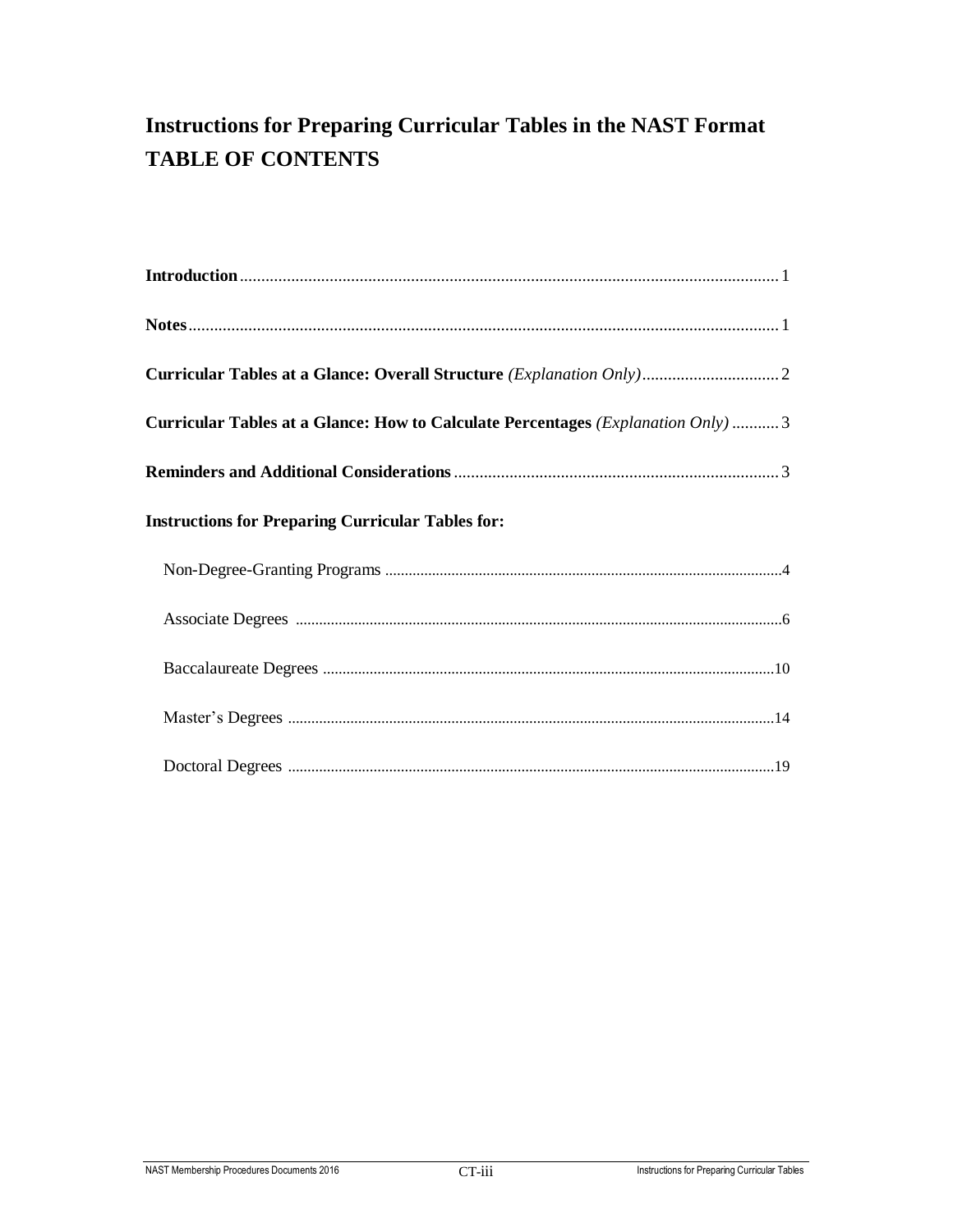# Instructions for Preparing Curricular Tables in the NAST Format
# TABLE OF CONTENTS

**Introduction** .............................................................................................................................. 1

**Notes** .......................................................................................................................................... 1

**Curricular Tables at a Glance: Overall Structure** *(Explanation Only)* ................................ 2

**Curricular Tables at a Glance: How to Calculate Percentages** *(Explanation Only)* ........... 3

**Reminders and Additional Considerations** ............................................................................ 3

**Instructions for Preparing Curricular Tables for:**

- Non-Degree-Granting Programs ..................................................................................................... 4
- Associate Degrees ........................................................................................................................... 6
- Baccalaureate Degrees ................................................................................................................... 10
- Master's Degrees ............................................................................................................................ 14
- Doctoral Degrees ............................................................................................................................ 19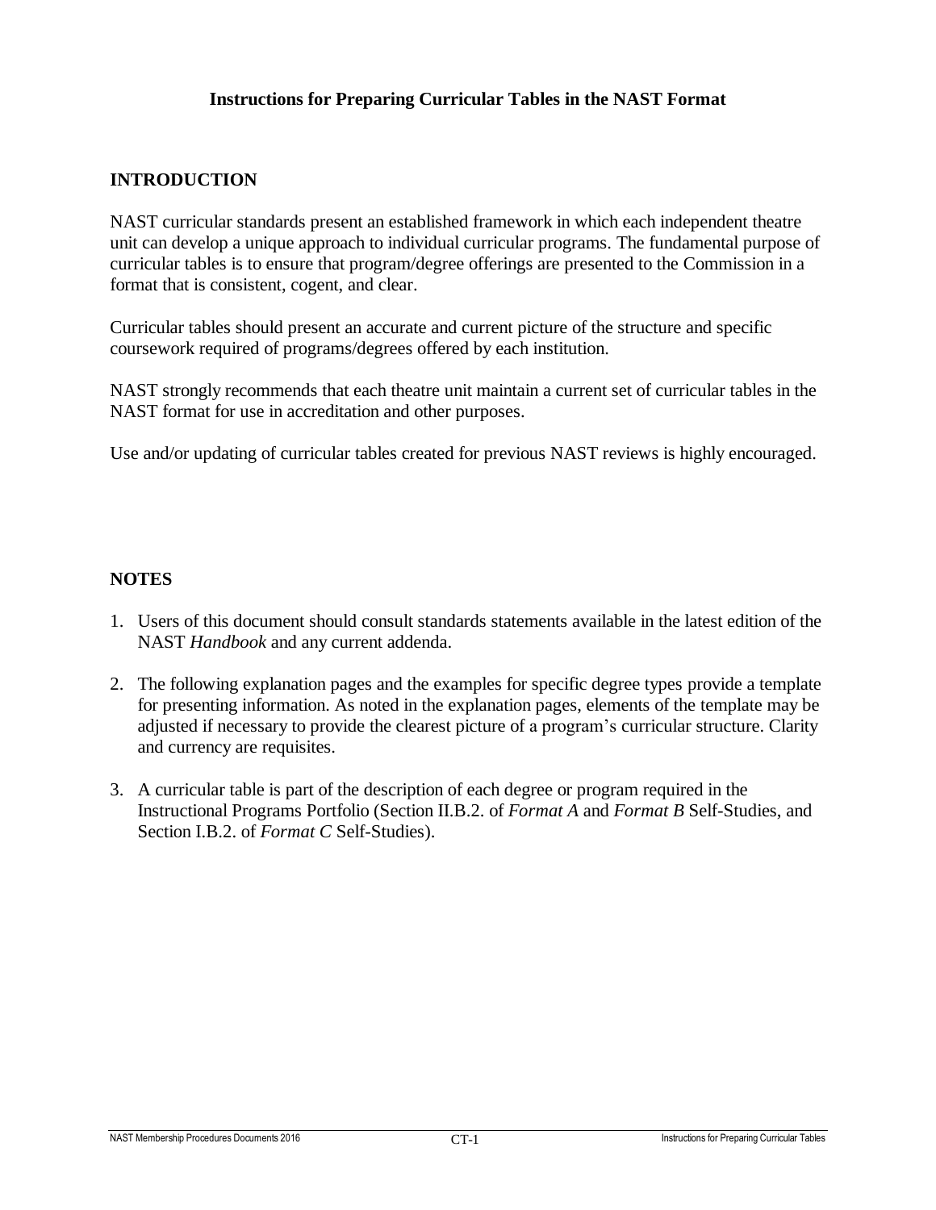# Instructions for Preparing Curricular Tables in the NAST Format

## INTRODUCTION

NAST curricular standards present an established framework in which each independent theatre unit can develop a unique approach to individual curricular programs. The fundamental purpose of curricular tables is to ensure that program/degree offerings are presented to the Commission in a format that is consistent, cogent, and clear.

Curricular tables should present an accurate and current picture of the structure and specific coursework required of programs/degrees offered by each institution.

NAST strongly recommends that each theatre unit maintain a current set of curricular tables in the NAST format for use in accreditation and other purposes.

Use and/or updating of curricular tables created for previous NAST reviews is highly encouraged.

## NOTES

1. Users of this document should consult standards statements available in the latest edition of the NAST *Handbook* and any current addenda.
2. The following explanation pages and the examples for specific degree types provide a template for presenting information. As noted in the explanation pages, elements of the template may be adjusted if necessary to provide the clearest picture of a program's curricular structure. Clarity and currency are requisites.
3. A curricular table is part of the description of each degree or program required in the Instructional Programs Portfolio (Section II.B.2. of *Format A* and *Format B* Self-Studies, and Section I.B.2. of *Format C* Self-Studies).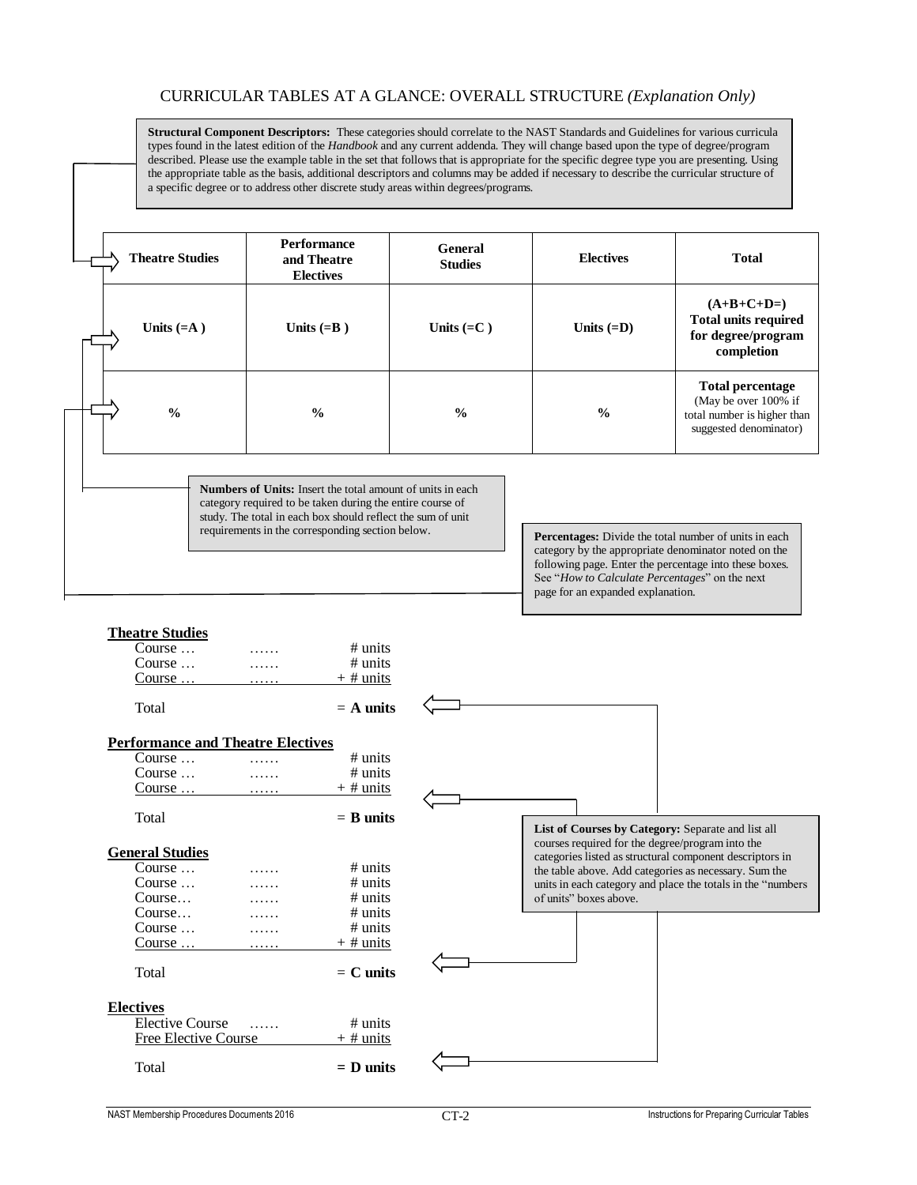# CURRICULAR TABLES AT A GLANCE: OVERALL STRUCTURE *(Explanation Only)*

**Structural Component Descriptors:** These categories should correlate to the NAST Standards and Guidelines for various curricula types found in the latest edition of the *Handbook* and any current addenda. They will change based upon the type of degree/program described. Please use the example table in the set that follows that is appropriate for the specific degree type you are presenting. Using the appropriate table as the basis, additional descriptors and columns may be added if necessary to describe the curricular structure of a specific degree or to address other discrete study areas within degrees/programs.

| Theatre Studies | Performance and Theatre Electives | General Studies | Electives | Total |
|---|---|---|---|---|
| Units (=A ) | Units (=B ) | Units (=C ) | Units (=D) | (A+B+C+D=) Total units required for degree/program completion |
| % | % | % | % | Total percentage (May be over 100% if total number is higher than suggested denominator) |

**Numbers of Units:** Insert the total amount of units in each category required to be taken during the entire course of study. The total in each box should reflect the sum of unit requirements in the corresponding section below.

**Percentages:** Divide the total number of units in each category by the appropriate denominator noted on the following page. Enter the percentage into these boxes. See "*How to Calculate Percentages*" on the next page for an expanded explanation.

**Theatre Studies**

| | | |
|---|---|---|
| Course … | …… | # units |
| Course … | …… | # units |
| Course … | …… | + # units |
| Total | | = **A units** |

**Performance and Theatre Electives**

| | | |
|---|---|---|
| Course … | …… | # units |
| Course … | …… | # units |
| Course … | …… | + # units |
| Total | | = **B units** |

**General Studies**

| | | |
|---|---|---|
| Course … | …… | # units |
| Course … | …… | # units |
| Course… | …… | # units |
| Course… | …… | # units |
| Course … | …… | # units |
| Course … | …… | + # units |
| Total | | = **C units** |

**Electives**

| | | |
|---|---|---|
| Elective Course | …… | # units |
| Free Elective Course | | + # units |
| Total | | **= D units** |

**List of Courses by Category:** Separate and list all courses required for the degree/program into the categories listed as structural component descriptors in the table above. Add categories as necessary. Sum the units in each category and place the totals in the "numbers of units" boxes above.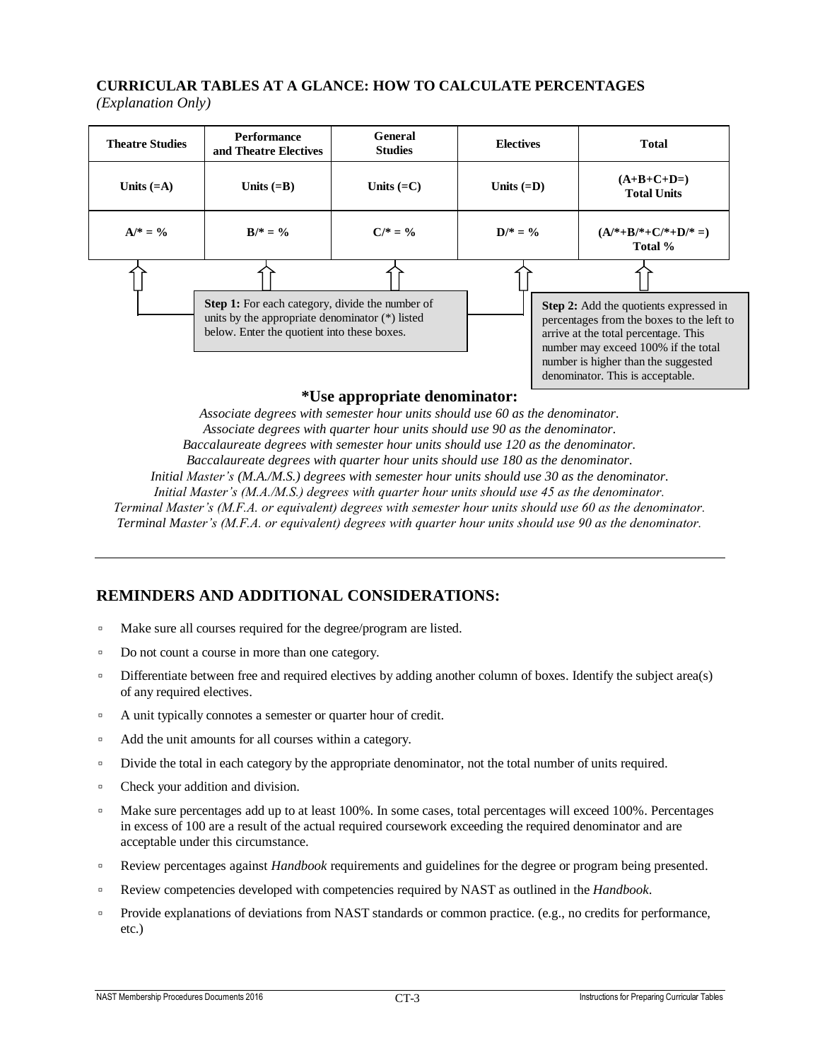## CURRICULAR TABLES AT A GLANCE: HOW TO CALCULATE PERCENTAGES

*(Explanation Only)*

| Theatre Studies | Performance and Theatre Electives | General Studies | Electives | Total |
|---|---|---|---|---|
| Units (=A) | Units (=B) | Units (=C) | Units (=D) | (A+B+C+D=) Total Units |
| A/* = % | B/* = % | C/* = % | D/* = % | (A/*+B/*+C/*+D/* =) Total % |

**Step 1:** For each category, divide the number of units by the appropriate denominator (*) listed below. Enter the quotient into these boxes.

**Step 2:** Add the quotients expressed in percentages from the boxes to the left to arrive at the total percentage. This number may exceed 100% if the total number is higher than the suggested denominator. This is acceptable.

**\*Use appropriate denominator:**

*Associate degrees with semester hour units should use 60 as the denominator.*
*Associate degrees with quarter hour units should use 90 as the denominator.*
*Baccalaureate degrees with semester hour units should use 120 as the denominator.*
*Baccalaureate degrees with quarter hour units should use 180 as the denominator.*
*Initial Master's (M.A./M.S.) degrees with semester hour units should use 30 as the denominator.*
*Initial Master's (M.A./M.S.) degrees with quarter hour units should use 45 as the denominator.*
*Terminal Master's (M.F.A. or equivalent) degrees with semester hour units should use 60 as the denominator.*
*Terminal Master's (M.F.A. or equivalent) degrees with quarter hour units should use 90 as the denominator.*

---

## REMINDERS AND ADDITIONAL CONSIDERATIONS:

- Make sure all courses required for the degree/program are listed.
- Do not count a course in more than one category.
- Differentiate between free and required electives by adding another column of boxes. Identify the subject area(s) of any required electives.
- A unit typically connotes a semester or quarter hour of credit.
- Add the unit amounts for all courses within a category.
- Divide the total in each category by the appropriate denominator, not the total number of units required.
- Check your addition and division.
- Make sure percentages add up to at least 100%. In some cases, total percentages will exceed 100%. Percentages in excess of 100 are a result of the actual required coursework exceeding the required denominator and are acceptable under this circumstance.
- Review percentages against *Handbook* requirements and guidelines for the degree or program being presented.
- Review competencies developed with competencies required by NAST as outlined in the *Handbook*.
- Provide explanations of deviations from NAST standards or common practice. (e.g., no credits for performance, etc.)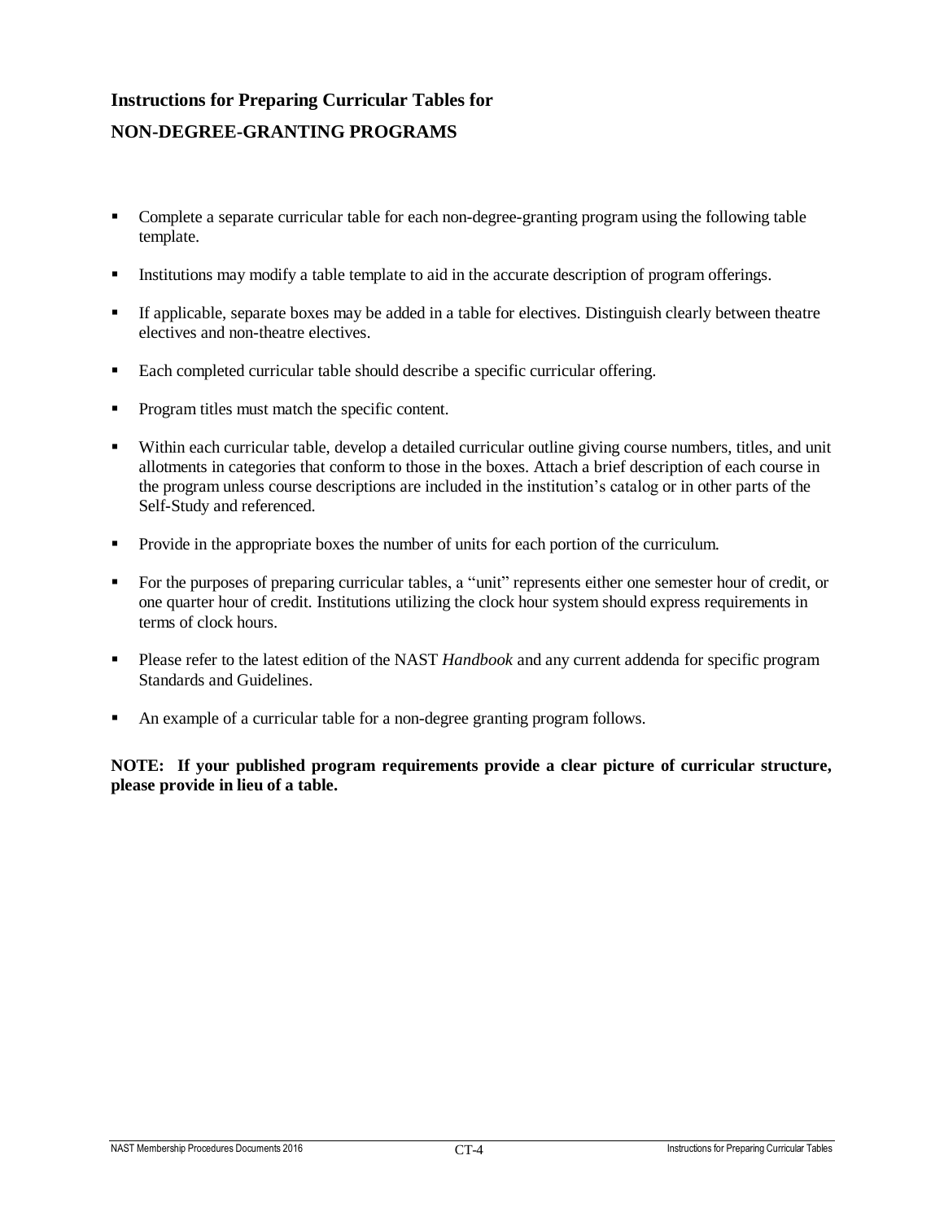# Instructions for Preparing Curricular Tables for NON-DEGREE-GRANTING PROGRAMS

- Complete a separate curricular table for each non-degree-granting program using the following table template.
- Institutions may modify a table template to aid in the accurate description of program offerings.
- If applicable, separate boxes may be added in a table for electives. Distinguish clearly between theatre electives and non-theatre electives.
- Each completed curricular table should describe a specific curricular offering.
- Program titles must match the specific content.
- Within each curricular table, develop a detailed curricular outline giving course numbers, titles, and unit allotments in categories that conform to those in the boxes. Attach a brief description of each course in the program unless course descriptions are included in the institution's catalog or in other parts of the Self-Study and referenced.
- Provide in the appropriate boxes the number of units for each portion of the curriculum.
- For the purposes of preparing curricular tables, a "unit" represents either one semester hour of credit, or one quarter hour of credit. Institutions utilizing the clock hour system should express requirements in terms of clock hours.
- Please refer to the latest edition of the NAST *Handbook* and any current addenda for specific program Standards and Guidelines.
- An example of a curricular table for a non-degree granting program follows.

**NOTE: If your published program requirements provide a clear picture of curricular structure, please provide in lieu of a table.**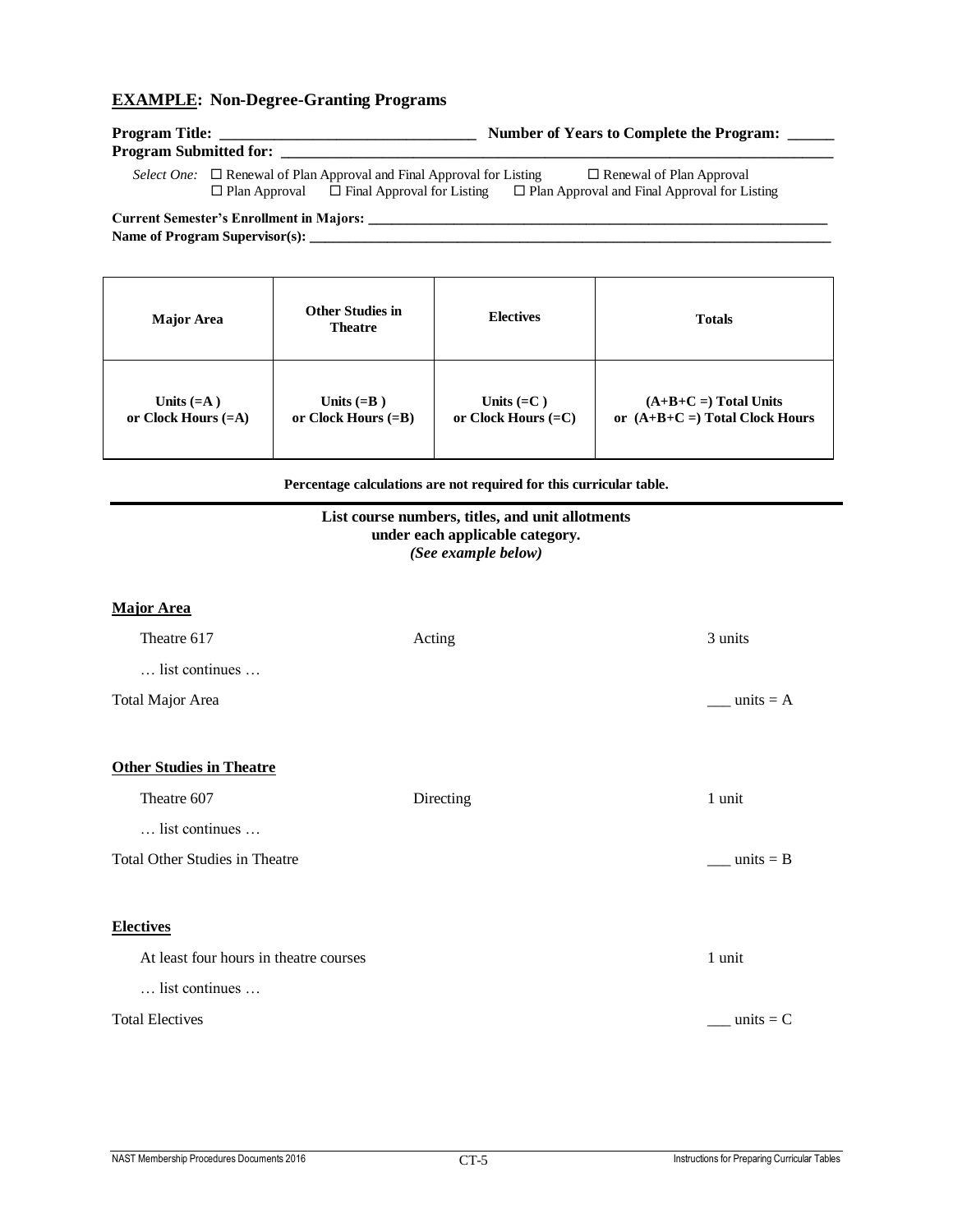**EXAMPLE: Non-Degree-Granting Programs**

**Program Title:** ________________________________ **Number of Years to Complete the Program:** ______
**Program Submitted for:** ______________________________________________________________________

*Select One:* ☐ Renewal of Plan Approval and Final Approval for Listing ☐ Renewal of Plan Approval
☐ Plan Approval ☐ Final Approval for Listing ☐ Plan Approval and Final Approval for Listing

**Current Semester's Enrollment in Majors:** ______________________________________________________
**Name of Program Supervisor(s):** _____________________________________________________________

| Major Area | Other Studies in Theatre | Electives | Totals |
|---|---|---|---|
| Units (=A )<br>or Clock Hours (=A) | Units (=B )<br>or Clock Hours (=B) | Units (=C )<br>or Clock Hours (=C) | (A+B+C =) Total Units<br>or (A+B+C =) Total Clock Hours |

**Percentage calculations are not required for this curricular table.**

---

**List course numbers, titles, and unit allotments under each applicable category.**
***(See example below)***

**Major Area**

| | | |
|---|---|---|
| Theatre 617 | Acting | 3 units |
| … list continues … | | |
| Total Major Area | | ___ units = A |

**Other Studies in Theatre**

| | | |
|---|---|---|
| Theatre 607 | Directing | 1 unit |
| … list continues … | | |
| Total Other Studies in Theatre | | ___ units = B |

**Electives**

| | | |
|---|---|---|
| At least four hours in theatre courses | | 1 unit |
| … list continues … | | |
| Total Electives | | ___ units = C |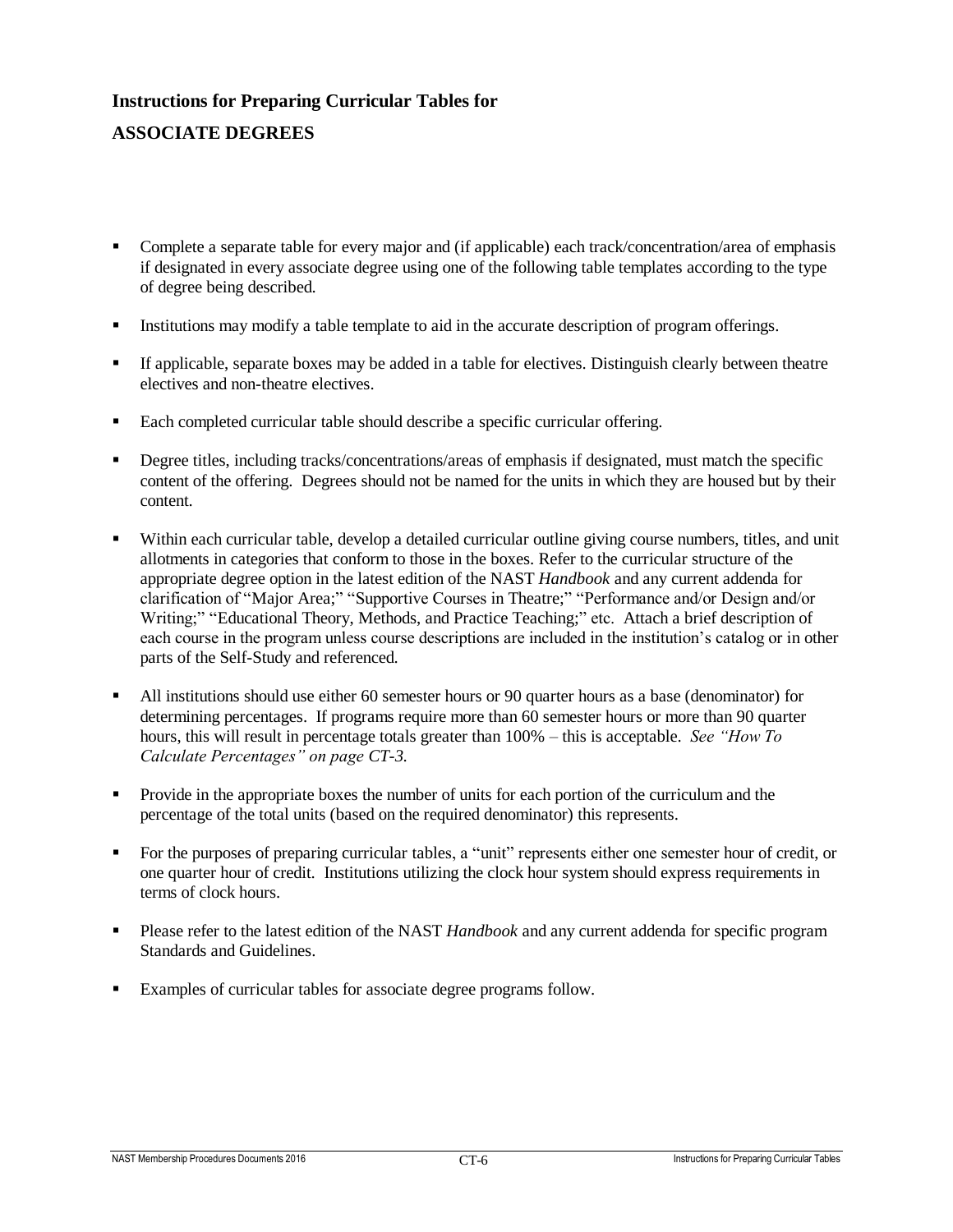# Instructions for Preparing Curricular Tables for

## ASSOCIATE DEGREES

- Complete a separate table for every major and (if applicable) each track/concentration/area of emphasis if designated in every associate degree using one of the following table templates according to the type of degree being described.

- Institutions may modify a table template to aid in the accurate description of program offerings.

- If applicable, separate boxes may be added in a table for electives. Distinguish clearly between theatre electives and non-theatre electives.

- Each completed curricular table should describe a specific curricular offering.

- Degree titles, including tracks/concentrations/areas of emphasis if designated, must match the specific content of the offering. Degrees should not be named for the units in which they are housed but by their content.

- Within each curricular table, develop a detailed curricular outline giving course numbers, titles, and unit allotments in categories that conform to those in the boxes. Refer to the curricular structure of the appropriate degree option in the latest edition of the NAST *Handbook* and any current addenda for clarification of "Major Area;" "Supportive Courses in Theatre;" "Performance and/or Design and/or Writing;" "Educational Theory, Methods, and Practice Teaching;" etc. Attach a brief description of each course in the program unless course descriptions are included in the institution's catalog or in other parts of the Self-Study and referenced.

- All institutions should use either 60 semester hours or 90 quarter hours as a base (denominator) for determining percentages. If programs require more than 60 semester hours or more than 90 quarter hours, this will result in percentage totals greater than 100% – this is acceptable. *See "How To Calculate Percentages" on page CT-3.*

- Provide in the appropriate boxes the number of units for each portion of the curriculum and the percentage of the total units (based on the required denominator) this represents.

- For the purposes of preparing curricular tables, a "unit" represents either one semester hour of credit, or one quarter hour of credit. Institutions utilizing the clock hour system should express requirements in terms of clock hours.

- Please refer to the latest edition of the NAST *Handbook* and any current addenda for specific program Standards and Guidelines.

- Examples of curricular tables for associate degree programs follow.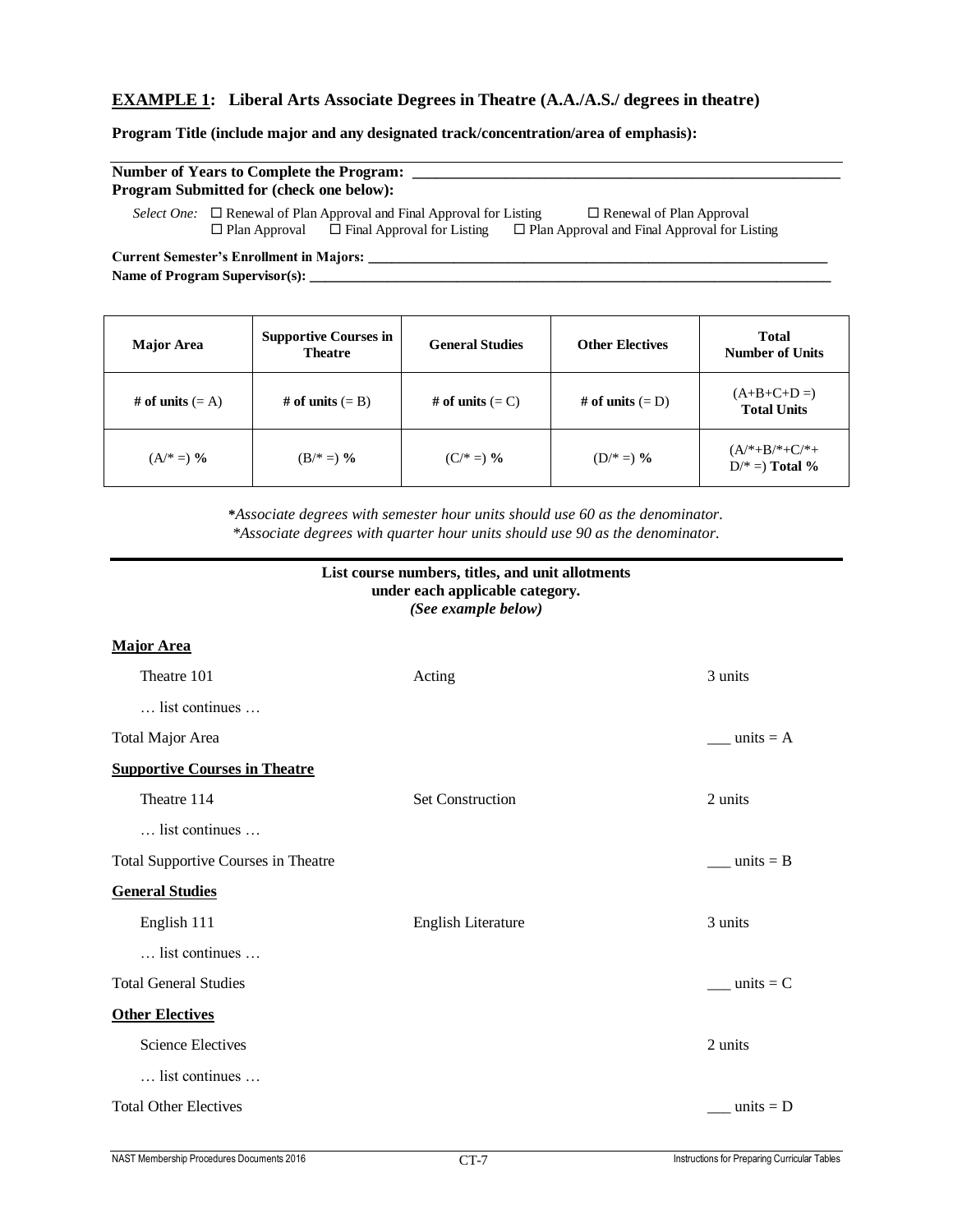**EXAMPLE 1: Liberal Arts Associate Degrees in Theatre (A.A./A.S./ degrees in theatre)**

**Program Title (include major and any designated track/concentration/area of emphasis):**

---

**Number of Years to Complete the Program:** ____________________________________________

**Program Submitted for (check one below):**

*Select One:* ☐ Renewal of Plan Approval and Final Approval for Listing ☐ Renewal of Plan Approval
☐ Plan Approval ☐ Final Approval for Listing ☐ Plan Approval and Final Approval for Listing

**Current Semester's Enrollment in Majors:** ____________________________________________

**Name of Program Supervisor(s):** ____________________________________________

| Major Area | Supportive Courses in Theatre | General Studies | Other Electives | Total Number of Units |
|---|---|---|---|---|
| **# of units** (= A) | **# of units** (= B) | **# of units** (= C) | **# of units** (= D) | (A+B+C+D =) **Total Units** |
| (A/* =) **%** | (B/* =) **%** | (C/* =) **%** | (D/* =) **%** | (A/*+B/*+C/*+ D/* =) **Total %** |

*\*Associate degrees with semester hour units should use 60 as the denominator.*
*\*Associate degrees with quarter hour units should use 90 as the denominator.*

---

**List course numbers, titles, and unit allotments under each applicable category.**
***(See example below)***

**Major Area**

| | | |
|---|---|---|
| Theatre 101 | Acting | 3 units |
| … list continues … | | |
| Total Major Area | | ___ units = A |

**Supportive Courses in Theatre**

| | | |
|---|---|---|
| Theatre 114 | Set Construction | 2 units |
| … list continues … | | |
| Total Supportive Courses in Theatre | | ___ units = B |

**General Studies**

| | | |
|---|---|---|
| English 111 | English Literature | 3 units |
| … list continues … | | |
| Total General Studies | | ___ units = C |

**Other Electives**

| | | |
|---|---|---|
| Science Electives | | 2 units |
| … list continues … | | |
| Total Other Electives | | ___ units = D |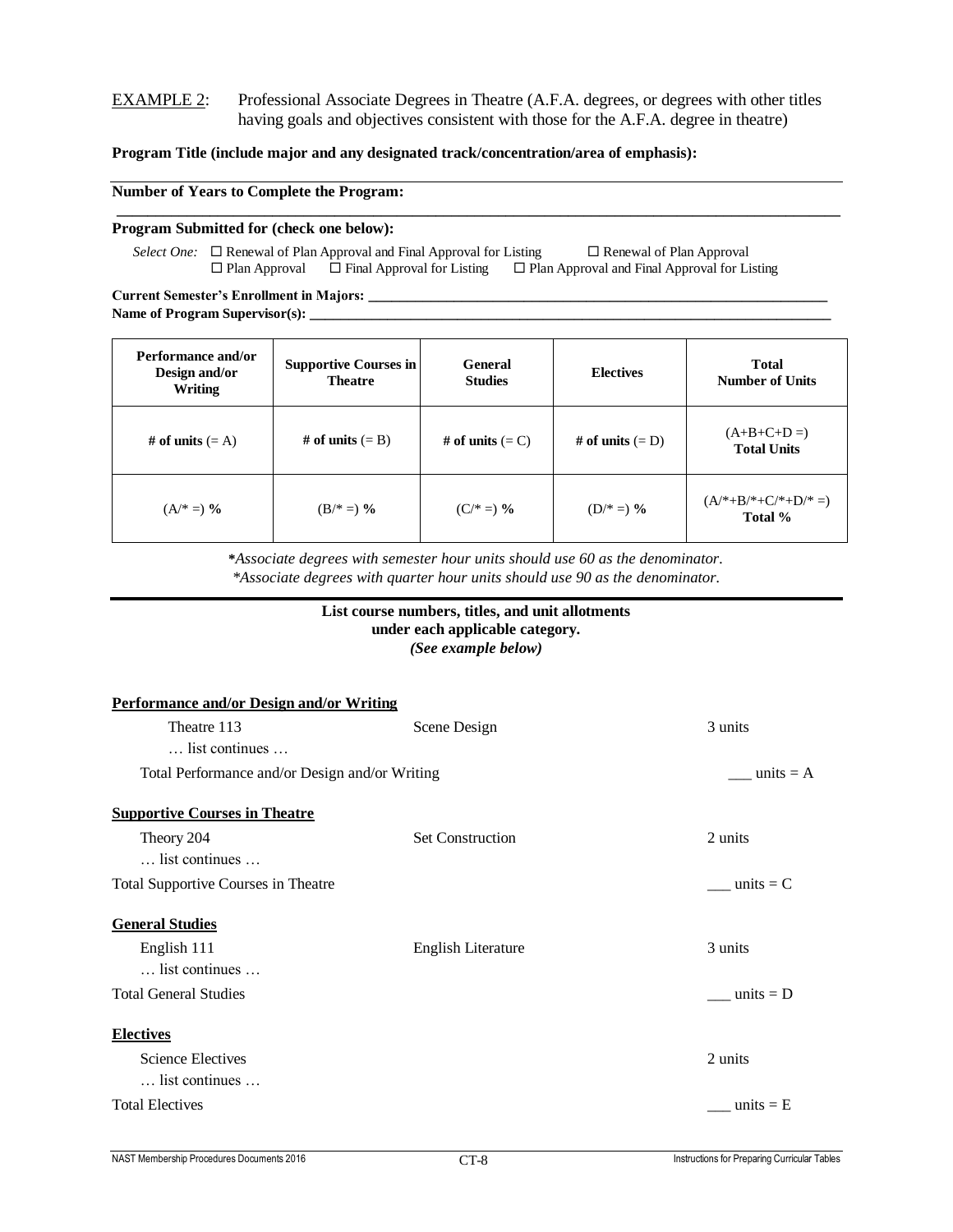EXAMPLE 2: Professional Associate Degrees in Theatre (A.F.A. degrees, or degrees with other titles having goals and objectives consistent with those for the A.F.A. degree in theatre)

**Program Title (include major and any designated track/concentration/area of emphasis):**

**Number of Years to Complete the Program:**

**Program Submitted for (check one below):**

*Select One:* ☐ Renewal of Plan Approval and Final Approval for Listing ☐ Renewal of Plan Approval
☐ Plan Approval ☐ Final Approval for Listing ☐ Plan Approval and Final Approval for Listing

**Current Semester's Enrollment in Majors: ____________________**
**Name of Program Supervisor(s): ____________________**

| Performance and/or Design and/or Writing | Supportive Courses in Theatre | General Studies | Electives | Total Number of Units |
|---|---|---|---|---|
| **# of units** (= A) | **# of units** (= B) | **# of units** (= C) | **# of units** (= D) | (A+B+C+D =) **Total Units** |
| (A/* =) **%** | (B/* =) **%** | (C/* =) **%** | (D/* =) **%** | (A/*+B/*+C/*+D/* =) **Total %** |

*\*Associate degrees with semester hour units should use 60 as the denominator.*
*\*Associate degrees with quarter hour units should use 90 as the denominator.*

**List course numbers, titles, and unit allotments under each applicable category.**
***(See example below)***

**Performance and/or Design and/or Writing**

| | | |
|---|---|---|
| Theatre 113 | Scene Design | 3 units |
| … list continues … | | |
| Total Performance and/or Design and/or Writing | | ___ units = A |

**Supportive Courses in Theatre**

| | | |
|---|---|---|
| Theory 204 | Set Construction | 2 units |
| … list continues … | | |
| Total Supportive Courses in Theatre | | ___ units = C |

**General Studies**

| | | |
|---|---|---|
| English 111 | English Literature | 3 units |
| … list continues … | | |
| Total General Studies | | ___ units = D |

**Electives**

| | | |
|---|---|---|
| Science Electives | | 2 units |
| … list continues … | | |
| Total Electives | | ___ units = E |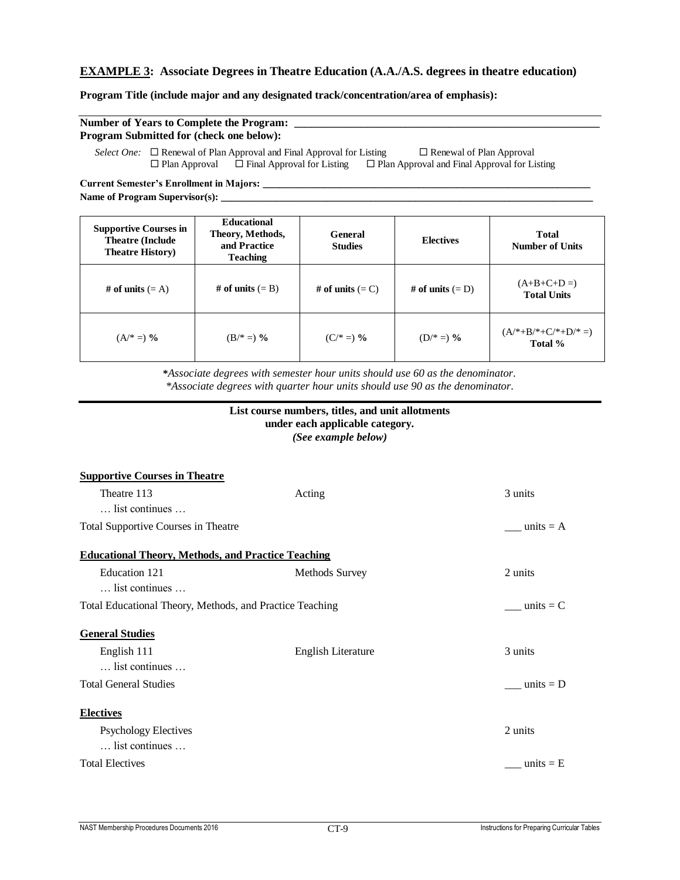**EXAMPLE 3: Associate Degrees in Theatre Education (A.A./A.S. degrees in theatre education)**

**Program Title (include major and any designated track/concentration/area of emphasis):**

---

**Number of Years to Complete the Program:** ______________________________

**Program Submitted for (check one below):**

*Select One:* ☐ Renewal of Plan Approval and Final Approval for Listing ☐ Renewal of Plan Approval
☐ Plan Approval ☐ Final Approval for Listing ☐ Plan Approval and Final Approval for Listing

**Current Semester's Enrollment in Majors:** ______________________________

**Name of Program Supervisor(s):** ______________________________

| Supportive Courses in Theatre (Include Theatre History) | Educational Theory, Methods, and Practice Teaching | General Studies | Electives | Total Number of Units |
|---|---|---|---|---|
| **# of units** (= A) | **# of units** (= B) | **# of units** (= C) | **# of units** (= D) | (A+B+C+D =) **Total Units** |
| (A/* =) **%** | (B/* =) **%** | (C/* =) **%** | (D/* =) **%** | (A/*+B/*+C/*+D/* =) **Total %** |

*\*Associate degrees with semester hour units should use 60 as the denominator.*
*\*Associate degrees with quarter hour units should use 90 as the denominator.*

---

**List course numbers, titles, and unit allotments under each applicable category.**
***(See example below)***

**Supportive Courses in Theatre**

| | | |
|---|---|---|
| Theatre 113 | Acting | 3 units |
| … list continues … | | |
| Total Supportive Courses in Theatre | | ___ units = A |

**Educational Theory, Methods, and Practice Teaching**

| | | |
|---|---|---|
| Education 121 | Methods Survey | 2 units |
| … list continues … | | |
| Total Educational Theory, Methods, and Practice Teaching | | ___ units = C |

**General Studies**

| | | |
|---|---|---|
| English 111 | English Literature | 3 units |
| … list continues … | | |
| Total General Studies | | ___ units = D |

**Electives**

| | | |
|---|---|---|
| Psychology Electives | | 2 units |
| … list continues … | | |
| Total Electives | | ___ units = E |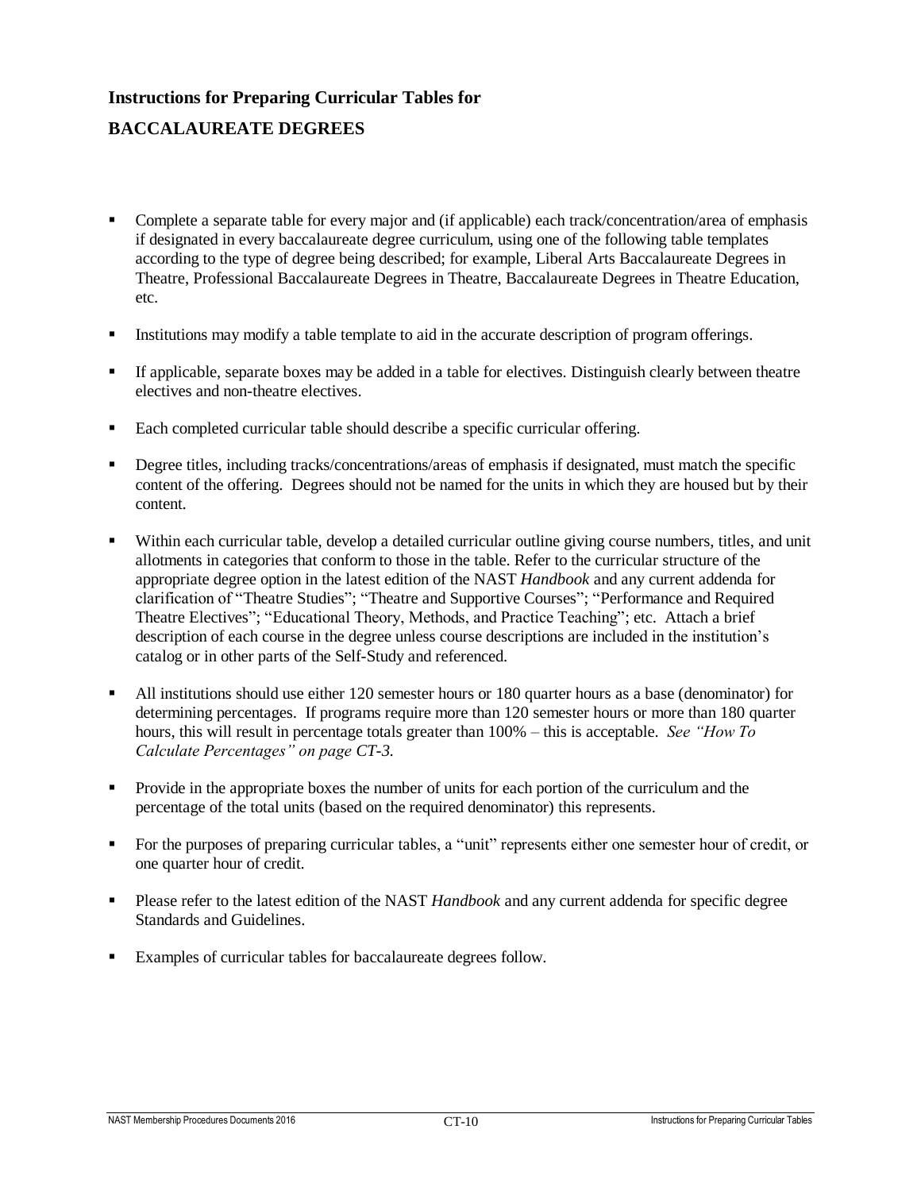## Instructions for Preparing Curricular Tables for

## BACCALAUREATE DEGREES

- Complete a separate table for every major and (if applicable) each track/concentration/area of emphasis if designated in every baccalaureate degree curriculum, using one of the following table templates according to the type of degree being described; for example, Liberal Arts Baccalaureate Degrees in Theatre, Professional Baccalaureate Degrees in Theatre, Baccalaureate Degrees in Theatre Education, etc.

- Institutions may modify a table template to aid in the accurate description of program offerings.

- If applicable, separate boxes may be added in a table for electives. Distinguish clearly between theatre electives and non-theatre electives.

- Each completed curricular table should describe a specific curricular offering.

- Degree titles, including tracks/concentrations/areas of emphasis if designated, must match the specific content of the offering. Degrees should not be named for the units in which they are housed but by their content.

- Within each curricular table, develop a detailed curricular outline giving course numbers, titles, and unit allotments in categories that conform to those in the table. Refer to the curricular structure of the appropriate degree option in the latest edition of the NAST *Handbook* and any current addenda for clarification of "Theatre Studies"; "Theatre and Supportive Courses"; "Performance and Required Theatre Electives"; "Educational Theory, Methods, and Practice Teaching"; etc. Attach a brief description of each course in the degree unless course descriptions are included in the institution's catalog or in other parts of the Self-Study and referenced.

- All institutions should use either 120 semester hours or 180 quarter hours as a base (denominator) for determining percentages. If programs require more than 120 semester hours or more than 180 quarter hours, this will result in percentage totals greater than 100% – this is acceptable. *See "How To Calculate Percentages" on page CT-3.*

- Provide in the appropriate boxes the number of units for each portion of the curriculum and the percentage of the total units (based on the required denominator) this represents.

- For the purposes of preparing curricular tables, a "unit" represents either one semester hour of credit, or one quarter hour of credit.

- Please refer to the latest edition of the NAST *Handbook* and any current addenda for specific degree Standards and Guidelines.

- Examples of curricular tables for baccalaureate degrees follow.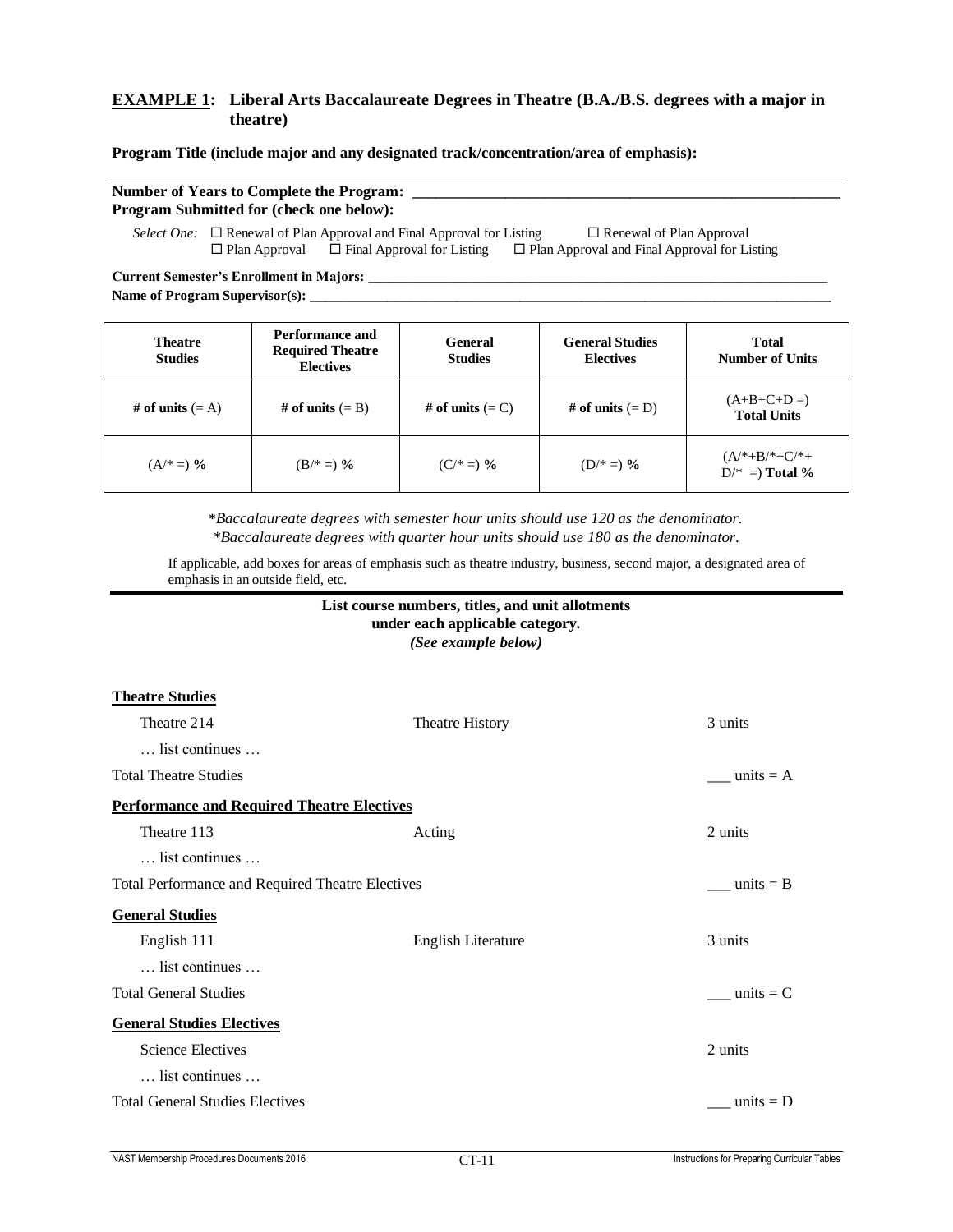## **EXAMPLE 1:** Liberal Arts Baccalaureate Degrees in Theatre (B.A./B.S. degrees with a major in theatre)

**Program Title (include major and any designated track/concentration/area of emphasis):**

---

**Number of Years to Complete the Program:** ______________________________

**Program Submitted for (check one below):**

*Select One:* ☐ Renewal of Plan Approval and Final Approval for Listing ☐ Renewal of Plan Approval
☐ Plan Approval ☐ Final Approval for Listing ☐ Plan Approval and Final Approval for Listing

**Current Semester's Enrollment in Majors:** ______________________________

**Name of Program Supervisor(s):** ______________________________

| Theatre Studies | Performance and Required Theatre Electives | General Studies | General Studies Electives | Total Number of Units |
|---|---|---|---|---|
| **# of units** (= A) | **# of units** (= B) | **# of units** (= C) | **# of units** (= D) | (A+B+C+D =) **Total Units** |
| (A/* =) **%** | (B/* =) **%** | (C/* =) **%** | (D/* =) **%** | (A/*+B/*+C/*+ D/* =) **Total %** |

*\*Baccalaureate degrees with semester hour units should use 120 as the denominator.*
*\*Baccalaureate degrees with quarter hour units should use 180 as the denominator.*

If applicable, add boxes for areas of emphasis such as theatre industry, business, second major, a designated area of emphasis in an outside field, etc.

---

**List course numbers, titles, and unit allotments under each applicable category.**
***(See example below)***

**Theatre Studies**

| | | |
|---|---|---|
| Theatre 214 | Theatre History | 3 units |
| … list continues … | | |
| Total Theatre Studies | | ___ units = A |

**Performance and Required Theatre Electives**

| | | |
|---|---|---|
| Theatre 113 | Acting | 2 units |
| … list continues … | | |
| Total Performance and Required Theatre Electives | | ___ units = B |

**General Studies**

| | | |
|---|---|---|
| English 111 | English Literature | 3 units |
| … list continues … | | |
| Total General Studies | | ___ units = C |

**General Studies Electives**

| | | |
|---|---|---|
| Science Electives | | 2 units |
| … list continues … | | |
| Total General Studies Electives | | ___ units = D |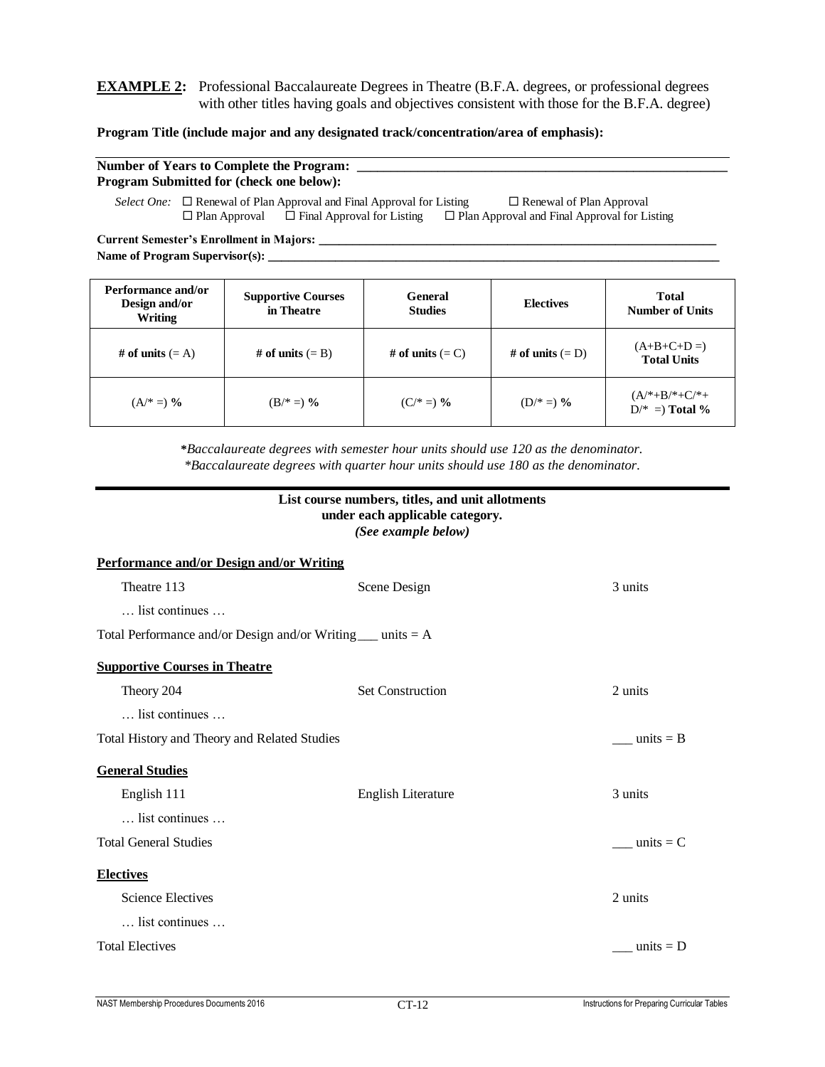**EXAMPLE 2:** Professional Baccalaureate Degrees in Theatre (B.F.A. degrees, or professional degrees with other titles having goals and objectives consistent with those for the B.F.A. degree)

**Program Title (include major and any designated track/concentration/area of emphasis):**

**Number of Years to Complete the Program:** ____________________________________________

**Program Submitted for (check one below):**

*Select One:* ☐ Renewal of Plan Approval and Final Approval for Listing ☐ Renewal of Plan Approval
☐ Plan Approval ☐ Final Approval for Listing ☐ Plan Approval and Final Approval for Listing

**Current Semester's Enrollment in Majors:** ____________________________________________

**Name of Program Supervisor(s):** ____________________________________________

| Performance and/or Design and/or Writing | Supportive Courses in Theatre | General Studies | Electives | Total Number of Units |
|---|---|---|---|---|
| **# of units** (= A) | **# of units** (= B) | **# of units** (= C) | **# of units** (= D) | (A+B+C+D =) **Total Units** |
| (A/* =) **%** | (B/* =) **%** | (C/* =) **%** | (D/* =) **%** | (A/*+B/*+C/*+ D/* =) **Total %** |

*\*Baccalaureate degrees with semester hour units should use 120 as the denominator.*
*\*Baccalaureate degrees with quarter hour units should use 180 as the denominator.*

---

**List course numbers, titles, and unit allotments under each applicable category.**
***(See example below)***

**Performance and/or Design and/or Writing**

| | | |
|---|---|---|
| Theatre 113 | Scene Design | 3 units |
| … list continues … | | |

Total Performance and/or Design and/or Writing___ units = A

**Supportive Courses in Theatre**

| | | |
|---|---|---|
| Theory 204 | Set Construction | 2 units |
| … list continues … | | |

Total History and Theory and Related Studies ___ units = B

**General Studies**

| | | |
|---|---|---|
| English 111 | English Literature | 3 units |
| … list continues … | | |

Total General Studies ___ units = C

**Electives**

| | | |
|---|---|---|
| Science Electives | | 2 units |
| … list continues … | | |

Total Electives ___ units = D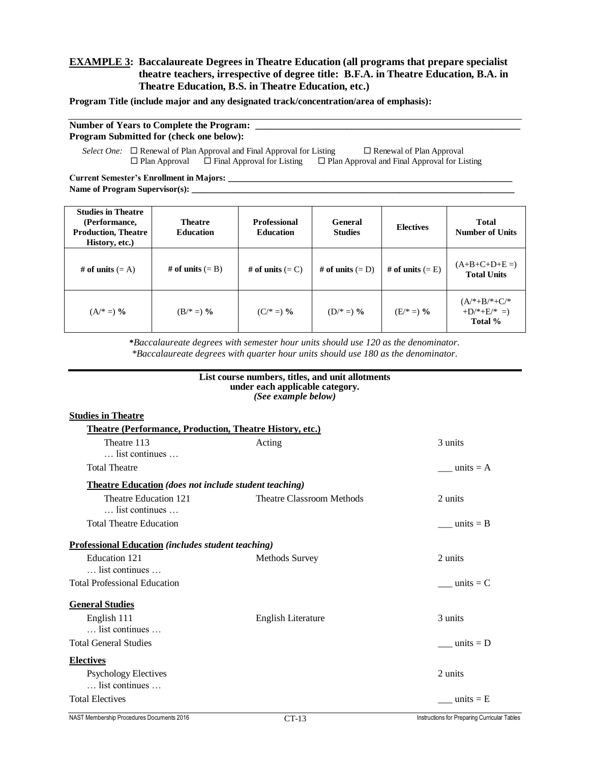**EXAMPLE 3: Baccalaureate Degrees in Theatre Education (all programs that prepare specialist theatre teachers, irrespective of degree title: B.F.A. in Theatre Education, B.A. in Theatre Education, B.S. in Theatre Education, etc.)**

**Program Title (include major and any designated track/concentration/area of emphasis):**

**Number of Years to Complete the Program:** ___________________________________________

**Program Submitted for (check one below):**

*Select One:* ☐ Renewal of Plan Approval and Final Approval for Listing ☐ Renewal of Plan Approval
☐ Plan Approval ☐ Final Approval for Listing ☐ Plan Approval and Final Approval for Listing

**Current Semester's Enrollment in Majors:** ___________________________________________

**Name of Program Supervisor(s):** ___________________________________________

| Studies in Theatre (Performance, Production, Theatre History, etc.) | Theatre Education | Professional Education | General Studies | Electives | Total Number of Units |
|---|---|---|---|---|---|
| **# of units** (= A) | **# of units** (= B) | **# of units** (= C) | **# of units** (= D) | **# of units** (= E) | (A+B+C+D+E =) **Total Units** |
| (A/* =) **%** | (B/* =) **%** | (C/* =) **%** | (D/* =) **%** | (E/* =) **%** | (A/*+B/*+C/* +D/*+E/* =) **Total %** |

\**Baccalaureate degrees with semester hour units should use 120 as the denominator.*
\**Baccalaureate degrees with quarter hour units should use 180 as the denominator.*

---

**List course numbers, titles, and unit allotments under each applicable category.**
***(See example below)***

**Studies in Theatre**

**Theatre (Performance, Production, Theatre History, etc.)**

| | | |
|---|---|---|
| Theatre 113 … list continues … | Acting | 3 units |
| Total Theatre | | ___ units = A |

**Theatre Education** *(does not include student teaching)*

| | | |
|---|---|---|
| Theatre Education 121 … list continues … | Theatre Classroom Methods | 2 units |
| Total Theatre Education | | ___ units = B |

**Professional Education** *(includes student teaching)*

| | | |
|---|---|---|
| Education 121 … list continues … | Methods Survey | 2 units |
| Total Professional Education | | ___ units = C |

**General Studies**

| | | |
|---|---|---|
| English 111 … list continues … | English Literature | 3 units |
| Total General Studies | | ___ units = D |

**Electives**

| | | |
|---|---|---|
| Psychology Electives … list continues … | | 2 units |
| Total Electives | | ___ units = E |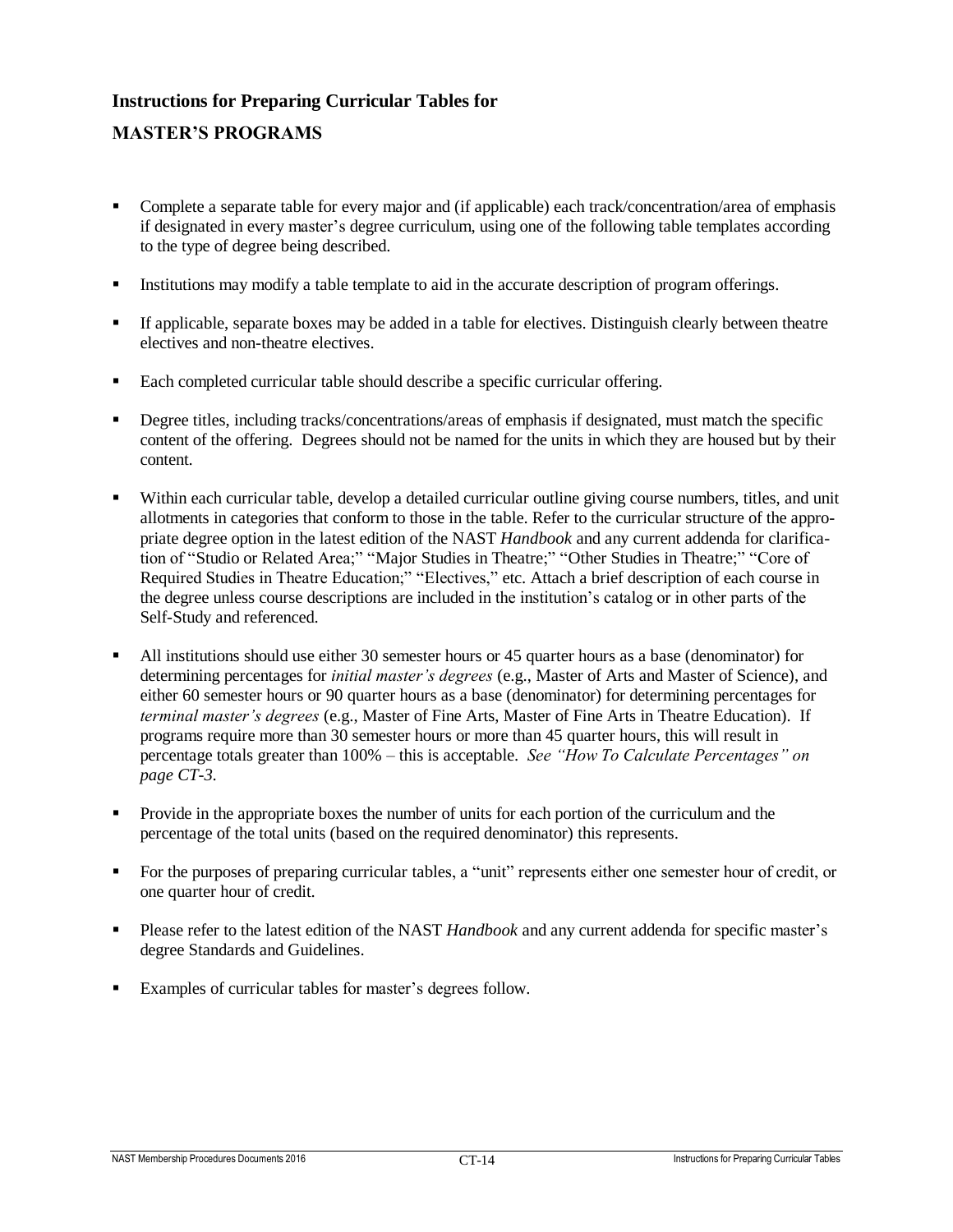# Instructions for Preparing Curricular Tables for

## MASTER'S PROGRAMS

- Complete a separate table for every major and (if applicable) each track/concentration/area of emphasis if designated in every master's degree curriculum, using one of the following table templates according to the type of degree being described.
- Institutions may modify a table template to aid in the accurate description of program offerings.
- If applicable, separate boxes may be added in a table for electives. Distinguish clearly between theatre electives and non-theatre electives.
- Each completed curricular table should describe a specific curricular offering.
- Degree titles, including tracks/concentrations/areas of emphasis if designated, must match the specific content of the offering. Degrees should not be named for the units in which they are housed but by their content.
- Within each curricular table, develop a detailed curricular outline giving course numbers, titles, and unit allotments in categories that conform to those in the table. Refer to the curricular structure of the appropriate degree option in the latest edition of the NAST *Handbook* and any current addenda for clarification of "Studio or Related Area;" "Major Studies in Theatre;" "Other Studies in Theatre;" "Core of Required Studies in Theatre Education;" "Electives," etc. Attach a brief description of each course in the degree unless course descriptions are included in the institution's catalog or in other parts of the Self-Study and referenced.
- All institutions should use either 30 semester hours or 45 quarter hours as a base (denominator) for determining percentages for *initial master's degrees* (e.g., Master of Arts and Master of Science), and either 60 semester hours or 90 quarter hours as a base (denominator) for determining percentages for *terminal master's degrees* (e.g., Master of Fine Arts, Master of Fine Arts in Theatre Education). If programs require more than 30 semester hours or more than 45 quarter hours, this will result in percentage totals greater than 100% – this is acceptable. *See "How To Calculate Percentages" on page CT-3.*
- Provide in the appropriate boxes the number of units for each portion of the curriculum and the percentage of the total units (based on the required denominator) this represents.
- For the purposes of preparing curricular tables, a "unit" represents either one semester hour of credit, or one quarter hour of credit.
- Please refer to the latest edition of the NAST *Handbook* and any current addenda for specific master's degree Standards and Guidelines.
- Examples of curricular tables for master's degrees follow.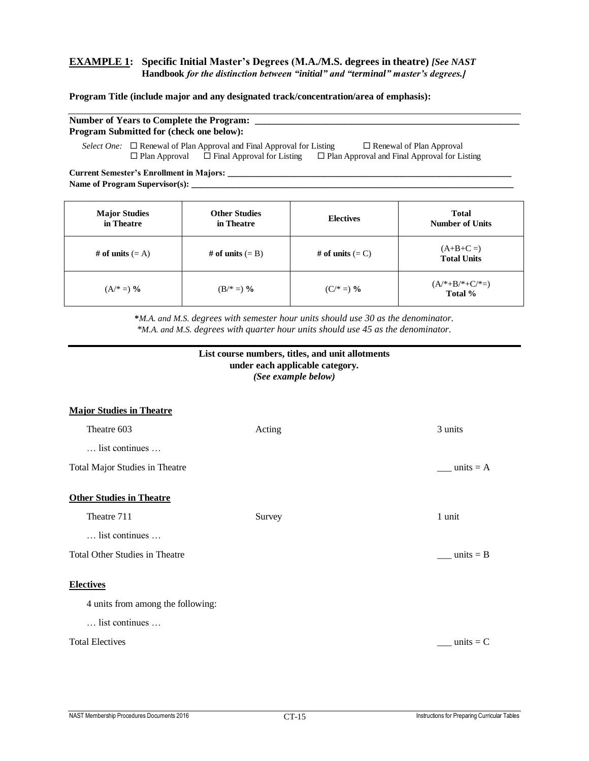**EXAMPLE 1: Specific Initial Master's Degrees (M.A./M.S. degrees in theatre)** *[See NAST* **Handbook** *for the distinction between "initial" and "terminal" master's degrees.]*

**Program Title (include major and any designated track/concentration/area of emphasis):**

---

**Number of Years to Complete the Program:** \_\_\_\_\_\_\_\_\_\_\_\_\_\_\_\_\_\_\_\_\_\_\_\_\_\_\_\_\_\_\_\_\_\_\_\_\_\_\_\_\_\_\_\_\_\_
**Program Submitted for (check one below):**

*Select One:* ☐ Renewal of Plan Approval and Final Approval for Listing ☐ Renewal of Plan Approval
☐ Plan Approval ☐ Final Approval for Listing ☐ Plan Approval and Final Approval for Listing

**Current Semester's Enrollment in Majors:** \_\_\_\_\_\_\_\_\_\_\_\_\_\_\_\_\_\_\_\_\_\_\_\_\_\_\_\_\_\_\_\_\_\_\_\_\_\_\_\_\_\_\_\_\_\_
**Name of Program Supervisor(s):** \_\_\_\_\_\_\_\_\_\_\_\_\_\_\_\_\_\_\_\_\_\_\_\_\_\_\_\_\_\_\_\_\_\_\_\_\_\_\_\_\_\_\_\_\_\_\_\_\_\_\_

| Major Studies in Theatre | Other Studies in Theatre | Electives | Total Number of Units |
|---|---|---|---|
| **# of units** (= A) | **# of units** (= B) | **# of units** (= C) | (A+B+C =) **Total Units** |
| (A/* =) **%** | (B/* =) **%** | (C/* =) **%** | (A/*+B/*+C/*=) **Total %** |

*\*M.A. and M.S. degrees with semester hour units should use 30 as the denominator.*
*\*M.A. and M.S. degrees with quarter hour units should use 45 as the denominator.*

---

**List course numbers, titles, and unit allotments under each applicable category.**
***(See example below)***

**Major Studies in Theatre**

| | | |
|---|---|---|
| Theatre 603 | Acting | 3 units |
| … list continues … | | |
| Total Major Studies in Theatre | | \_\_\_ units = A |

**Other Studies in Theatre**

| | | |
|---|---|---|
| Theatre 711 | Survey | 1 unit |
| … list continues … | | |
| Total Other Studies in Theatre | | \_\_\_ units = B |

**Electives**

4 units from among the following:

… list continues …

Total Electives \_\_\_ units = C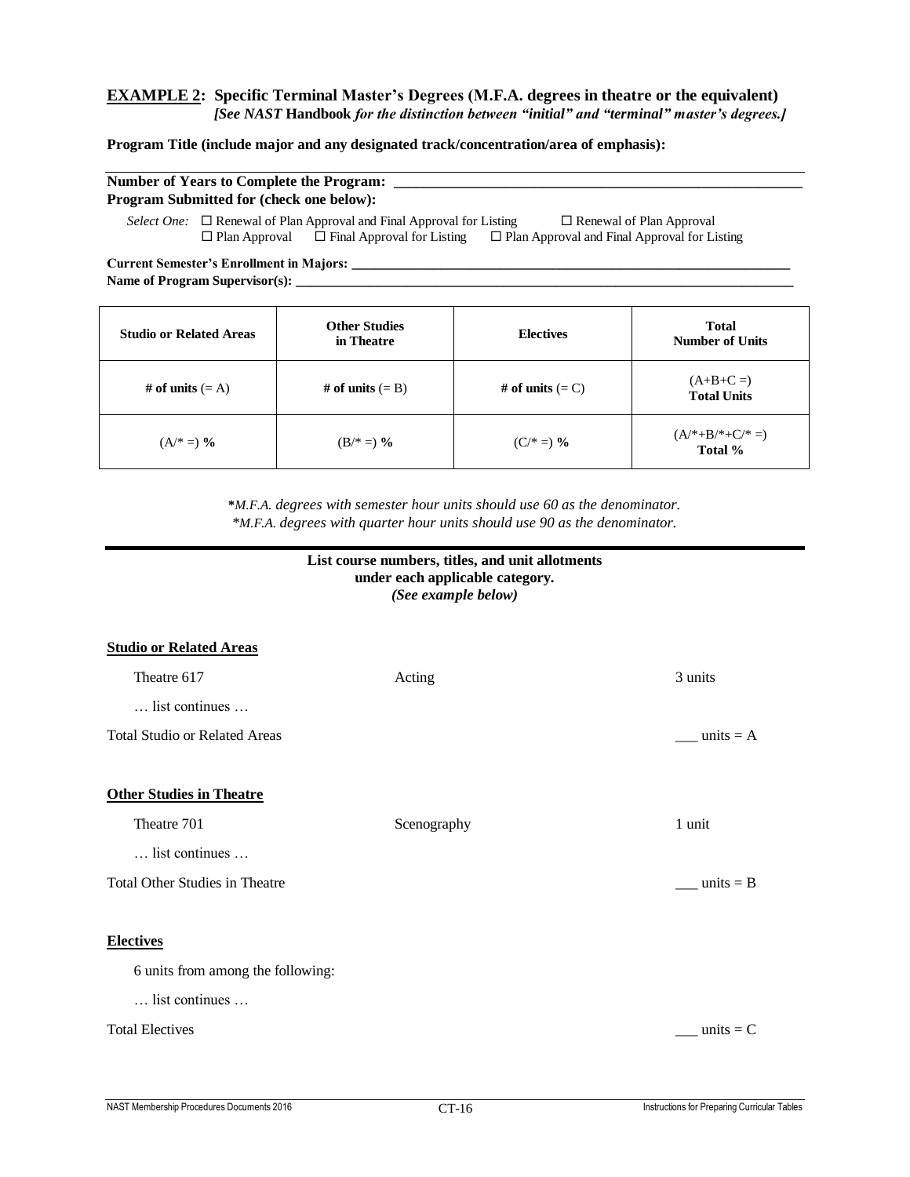**EXAMPLE 2: Specific Terminal Master's Degrees (M.F.A. degrees in theatre or the equivalent)**
***[See NAST* Handbook *for the distinction between "initial" and "terminal" master's degrees.]***

**Program Title (include major and any designated track/concentration/area of emphasis):**

---

**Number of Years to Complete the Program: \_\_\_\_\_\_\_\_\_\_\_\_\_\_\_\_\_\_\_\_\_\_\_\_\_\_\_\_\_\_\_\_\_\_\_\_\_\_\_\_\_\_\_\_\_\_\_\_\_\_**
**Program Submitted for (check one below):**

*Select One:* ☐ Renewal of Plan Approval and Final Approval for Listing ☐ Renewal of Plan Approval
☐ Plan Approval ☐ Final Approval for Listing ☐ Plan Approval and Final Approval for Listing

**Current Semester's Enrollment in Majors: \_\_\_\_\_\_\_\_\_\_\_\_\_\_\_\_\_\_\_\_\_\_\_\_\_\_\_\_\_\_\_\_\_\_\_\_\_\_\_\_\_\_\_\_\_\_\_\_\_\_**
**Name of Program Supervisor(s): \_\_\_\_\_\_\_\_\_\_\_\_\_\_\_\_\_\_\_\_\_\_\_\_\_\_\_\_\_\_\_\_\_\_\_\_\_\_\_\_\_\_\_\_\_\_\_\_\_\_\_\_\_\_\_\_**

| Studio or Related Areas | Other Studies in Theatre | Electives | Total Number of Units |
|---|---|---|---|
| **# of units** (= A) | **# of units** (= B) | **# of units** (= C) | (A+B+C =) **Total Units** |
| (A/* =) **%** | (B/* =) **%** | (C/* =) **%** | (A/*+B/*+C/* =) **Total %** |

**\****M.F.A. degrees with semester hour units should use 60 as the denominator.*
*\*M.F.A. degrees with quarter hour units should use 90 as the denominator.*

---

**List course numbers, titles, and unit allotments**
**under each applicable category.**
***(See example below)***

**Studio or Related Areas**

| | | |
|---|---|---|
| Theatre 617 | Acting | 3 units |
| … list continues … | | |
| Total Studio or Related Areas | | \_\_\_ units = A |

**Other Studies in Theatre**

| | | |
|---|---|---|
| Theatre 701 | Scenography | 1 unit |
| … list continues … | | |
| Total Other Studies in Theatre | | \_\_\_ units = B |

**Electives**

6 units from among the following:

… list continues …

Total Electives \_\_\_ units = C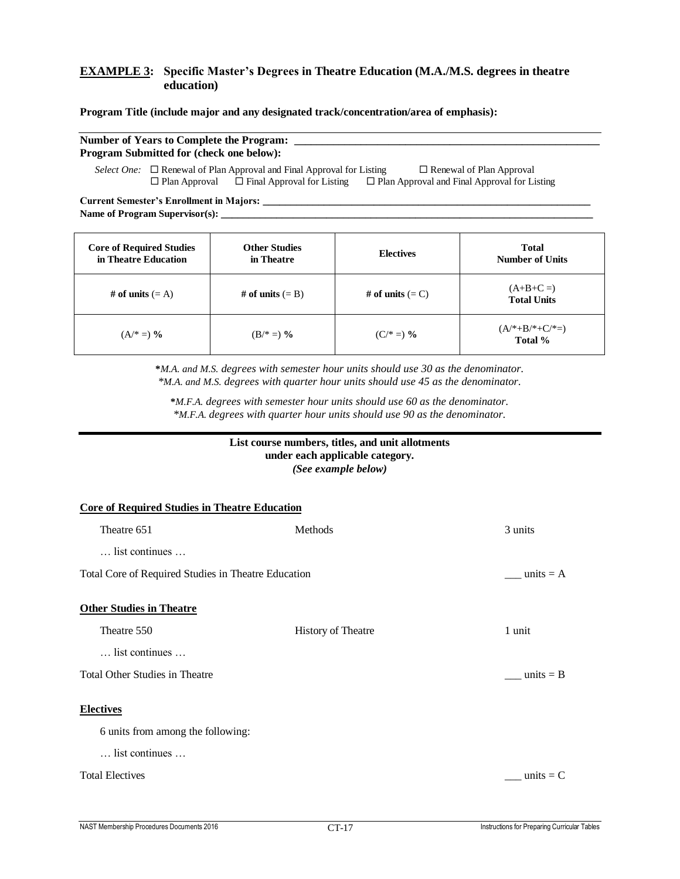**EXAMPLE 3: Specific Master's Degrees in Theatre Education (M.A./M.S. degrees in theatre education)**

**Program Title (include major and any designated track/concentration/area of emphasis):**

---

**Number of Years to Complete the Program: \_\_\_\_\_\_\_\_\_\_\_\_\_\_\_\_\_\_\_\_\_\_\_\_\_\_\_\_\_\_\_\_\_\_\_\_\_\_\_\_\_\_\_\_\_\_\_\_\_\_\_\_\_\_\_\_**
**Program Submitted for (check one below):**

*Select One:* ☐ Renewal of Plan Approval and Final Approval for Listing ☐ Renewal of Plan Approval
☐ Plan Approval ☐ Final Approval for Listing ☐ Plan Approval and Final Approval for Listing

**Current Semester's Enrollment in Majors: \_\_\_\_\_\_\_\_\_\_\_\_\_\_\_\_\_\_\_\_\_\_\_\_\_\_\_\_\_\_\_\_\_\_\_\_\_\_\_\_\_\_\_\_\_\_\_\_\_\_\_\_\_\_\_\_\_\_\_\_\_\_\_\_\_**
**Name of Program Supervisor(s): \_\_\_\_\_\_\_\_\_\_\_\_\_\_\_\_\_\_\_\_\_\_\_\_\_\_\_\_\_\_\_\_\_\_\_\_\_\_\_\_\_\_\_\_\_\_\_\_\_\_\_\_\_\_\_\_\_\_\_\_\_\_\_\_\_\_\_\_\_\_\_\_**

| Core of Required Studies in Theatre Education | Other Studies in Theatre | Electives | Total Number of Units |
|---|---|---|---|
| **# of units** (= A) | **# of units** (= B) | **# of units** (= C) | (A+B+C =) **Total Units** |
| (A/* =) **%** | (B/* =) **%** | (C/* =) **%** | (A/*+B/*+C/*=) **Total %** |

*\*M.A. and M.S. degrees with semester hour units should use 30 as the denominator.*
*\*M.A. and M.S. degrees with quarter hour units should use 45 as the denominator.*

*\*M.F.A. degrees with semester hour units should use 60 as the denominator.*
*\*M.F.A. degrees with quarter hour units should use 90 as the denominator.*

---

**List course numbers, titles, and unit allotments under each applicable category.**
***(See example below)***

**Core of Required Studies in Theatre Education**

Theatre 651 Methods 3 units

… list continues …

Total Core of Required Studies in Theatre Education \_\_\_ units = A

**Other Studies in Theatre**

Theatre 550 History of Theatre 1 unit

… list continues …

Total Other Studies in Theatre \_\_\_ units = B

**Electives**

6 units from among the following:

… list continues …

Total Electives \_\_\_ units = C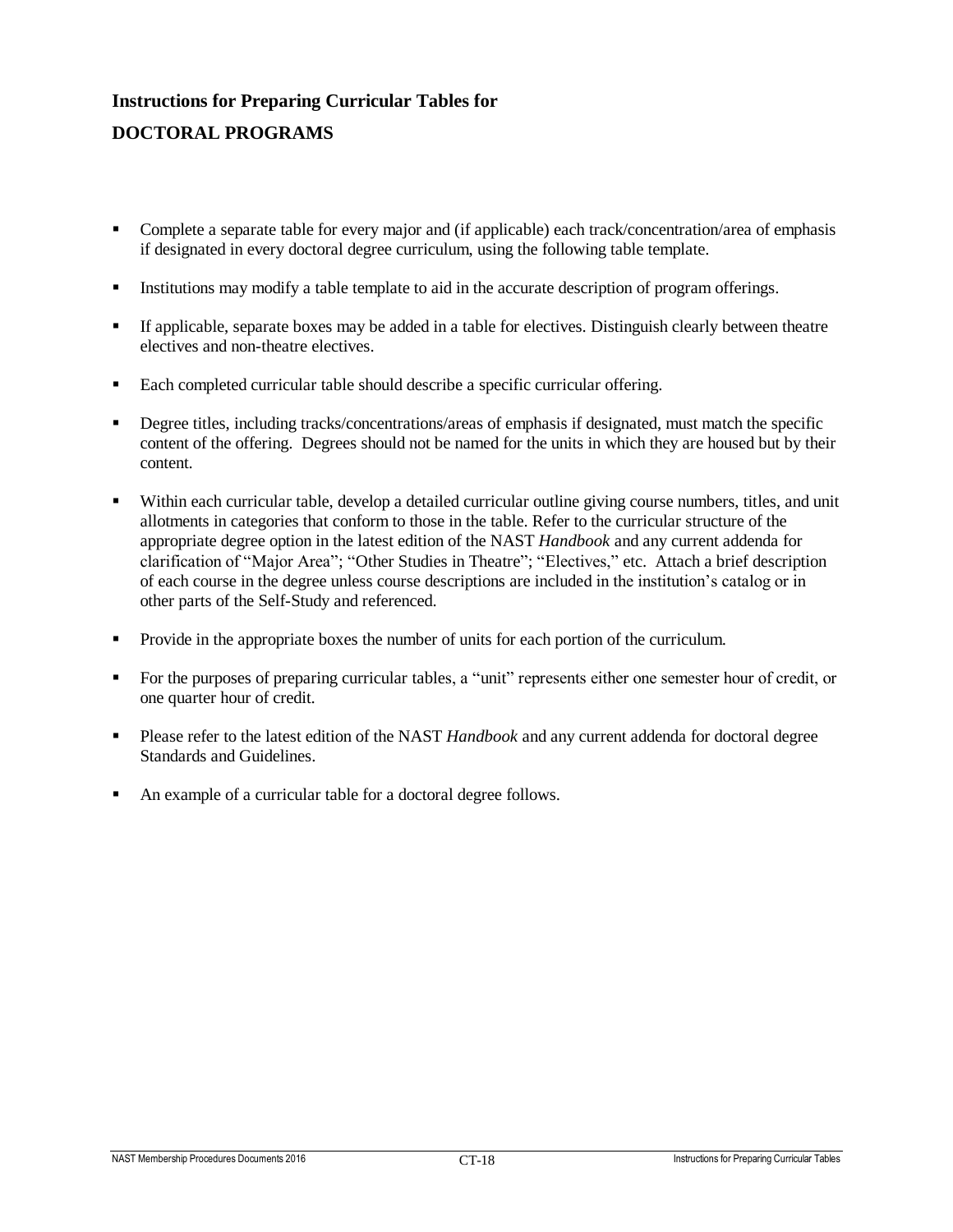# Instructions for Preparing Curricular Tables for

## DOCTORAL PROGRAMS

- Complete a separate table for every major and (if applicable) each track/concentration/area of emphasis if designated in every doctoral degree curriculum, using the following table template.
- Institutions may modify a table template to aid in the accurate description of program offerings.
- If applicable, separate boxes may be added in a table for electives. Distinguish clearly between theatre electives and non-theatre electives.
- Each completed curricular table should describe a specific curricular offering.
- Degree titles, including tracks/concentrations/areas of emphasis if designated, must match the specific content of the offering. Degrees should not be named for the units in which they are housed but by their content.
- Within each curricular table, develop a detailed curricular outline giving course numbers, titles, and unit allotments in categories that conform to those in the table. Refer to the curricular structure of the appropriate degree option in the latest edition of the NAST *Handbook* and any current addenda for clarification of "Major Area"; "Other Studies in Theatre"; "Electives," etc. Attach a brief description of each course in the degree unless course descriptions are included in the institution's catalog or in other parts of the Self-Study and referenced.
- Provide in the appropriate boxes the number of units for each portion of the curriculum.
- For the purposes of preparing curricular tables, a "unit" represents either one semester hour of credit, or one quarter hour of credit.
- Please refer to the latest edition of the NAST *Handbook* and any current addenda for doctoral degree Standards and Guidelines.
- An example of a curricular table for a doctoral degree follows.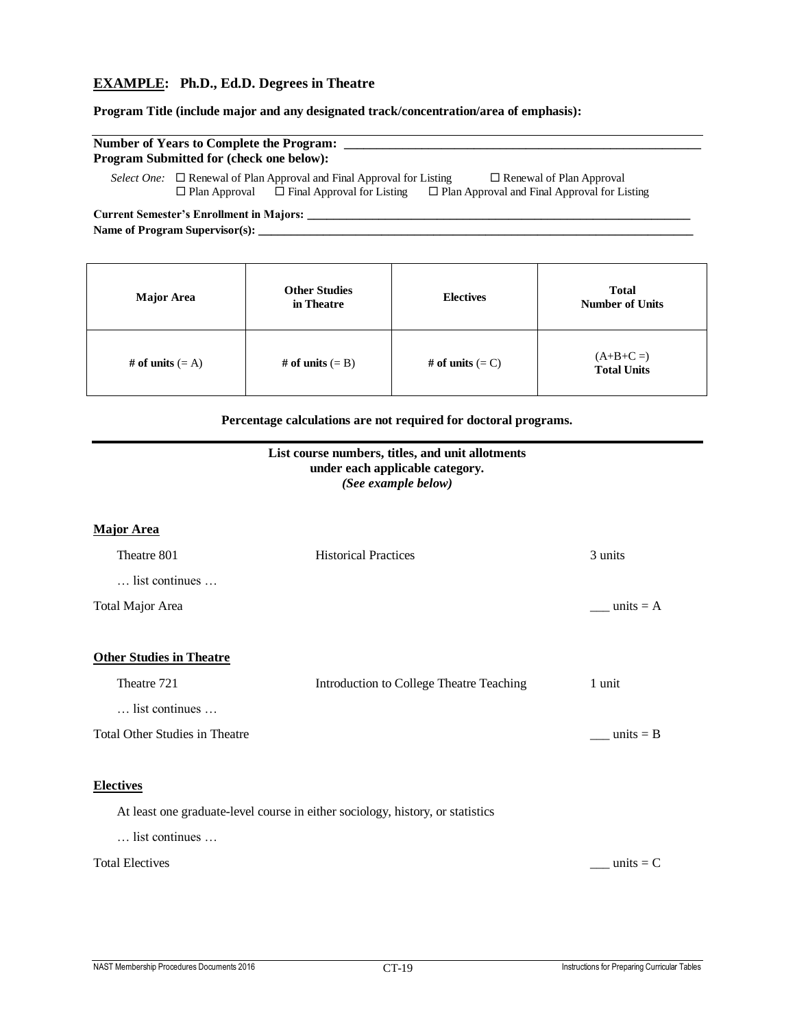## **EXAMPLE:** Ph.D., Ed.D. Degrees in Theatre

**Program Title (include major and any designated track/concentration/area of emphasis):**

---

**Number of Years to Complete the Program:** ____________________

**Program Submitted for (check one below):**

*Select One:* ☐ Renewal of Plan Approval and Final Approval for Listing ☐ Renewal of Plan Approval
☐ Plan Approval ☐ Final Approval for Listing ☐ Plan Approval and Final Approval for Listing

**Current Semester's Enrollment in Majors:** ____________________

**Name of Program Supervisor(s):** ____________________

| Major Area | Other Studies in Theatre | Electives | Total Number of Units |
|---|---|---|---|
| **# of units** (= A) | **# of units** (= B) | **# of units** (= C) | (A+B+C =) **Total Units** |

**Percentage calculations are not required for doctoral programs.**

---

**List course numbers, titles, and unit allotments under each applicable category.**
***(See example below)***

**Major Area**

| | | |
|---|---|---|
| Theatre 801 | Historical Practices | 3 units |
| … list continues … | | |
| Total Major Area | | ___ units = A |

**Other Studies in Theatre**

| | | |
|---|---|---|
| Theatre 721 | Introduction to College Theatre Teaching | 1 unit |
| … list continues … | | |
| Total Other Studies in Theatre | | ___ units = B |

**Electives**

At least one graduate-level course in either sociology, history, or statistics

… list continues …

Total Electives ___ units = C